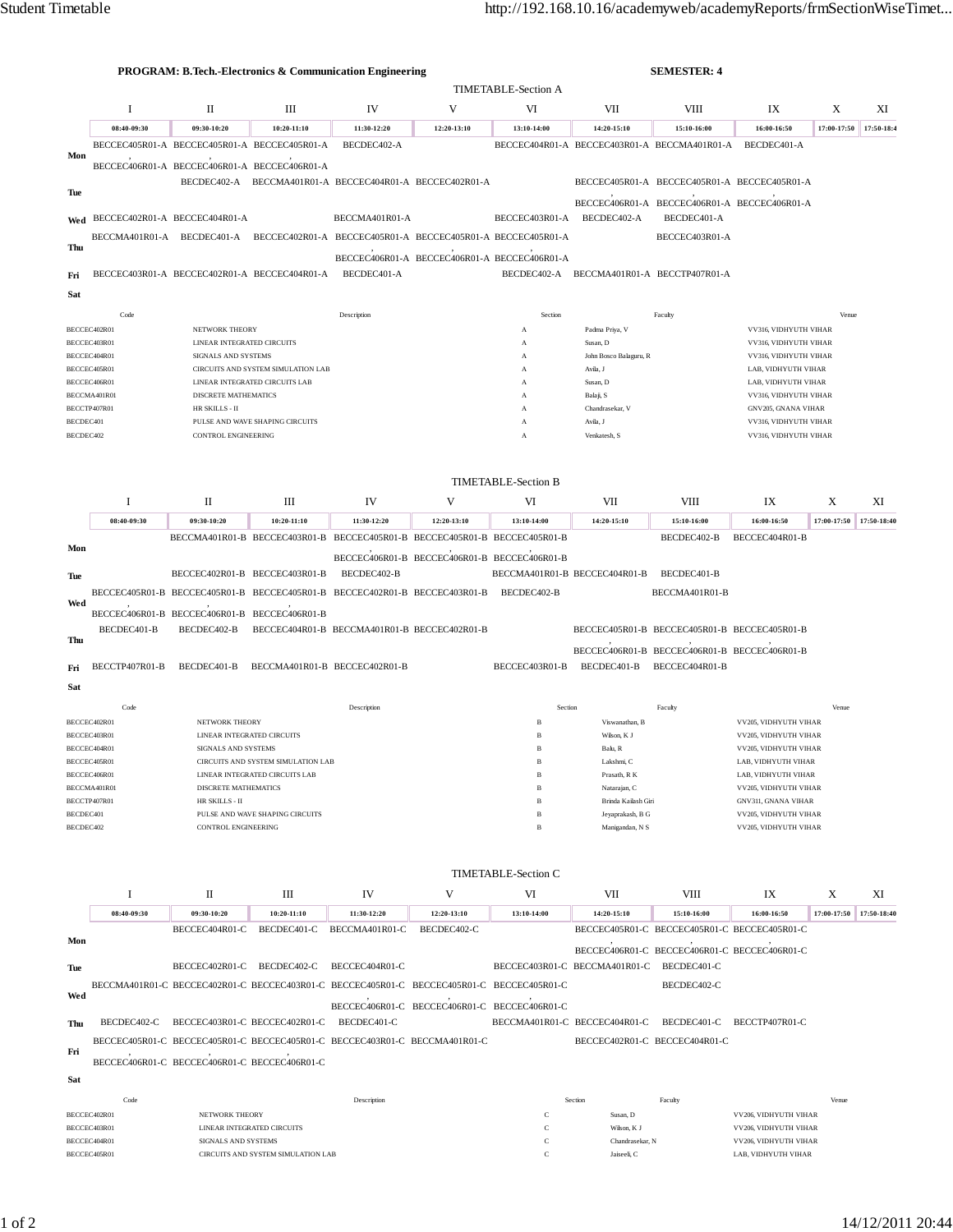**PROGRAM: B.Tech.-Electronics & Communication Engineering** **SEMESTER: 4**

## TIMETABLE-Section A

| | I | II | III | IV | V | VI | VII | VIII | IX | X | XI |
|---|---|---|---|---|---|---|---|---|---|---|---|
| | 08:40-09:30 | 09:30-10:20 | 10:20-11:10 | 11:30-12:20 | 12:20-13:10 | 13:10-14:00 | 14:20-15:10 | 15:10-16:00 | 16:00-16:50 | 17:00-17:50 | 17:50-18:4 |
| Mon | BECCEC405R01-A , BECCEC406R01-A | BECCEC405R01-A , BECCEC406R01-A | BECCEC405R01-A , BECCEC406R01-A | BECDEC402-A | | BECCEC404R01-A | BECCEC403R01-A | BECCMA401R01-A | BECDEC401-A | | |
| Tue | | BECDEC402-A | BECCMA401R01-A | BECCEC404R01-A | BECCEC402R01-A | | BECCEC405R01-A , BECCEC406R01-A | BECCEC405R01-A , BECCEC406R01-A | BECCEC405R01-A , BECCEC406R01-A | | |
| Wed | BECCEC402R01-A | BECCEC404R01-A | | BECCMA401R01-A | | BECCEC403R01-A | BECDEC402-A | BECDEC401-A | | | |
| Thu | BECCMA401R01-A | BECDEC401-A | BECCEC402R01-A | BECCEC405R01-A , BECCEC406R01-A | BECCEC405R01-A , BECCEC406R01-A | BECCEC405R01-A , BECCEC406R01-A | | BECCEC403R01-A | | | |
| Fri | BECCEC403R01-A | BECCEC402R01-A | BECCEC404R01-A | BECDEC401-A | | BECDEC402-A | BECCMA401R01-A | BECCTP407R01-A | | | |
| Sat | | | | | | | | | | | |

| Code | Description | Section | Faculty | Venue |
|---|---|---|---|---|
| BECCEC402R01 | NETWORK THEORY | A | Padma Priya, V | VV316, VIDHYUTH VIHAR |
| BECCEC403R01 | LINEAR INTEGRATED CIRCUITS | A | Susan, D | VV316, VIDHYUTH VIHAR |
| BECCEC404R01 | SIGNALS AND SYSTEMS | A | John Bosco Balaguru, R | VV316, VIDHYUTH VIHAR |
| BECCEC405R01 | CIRCUITS AND SYSTEM SIMULATION LAB | A | Avila, J | LAB, VIDHYUTH VIHAR |
| BECCEC406R01 | LINEAR INTEGRATED CIRCUITS LAB | A | Susan, D | LAB, VIDHYUTH VIHAR |
| BECCMA401R01 | DISCRETE MATHEMATICS | A | Balaji, S | VV316, VIDHYUTH VIHAR |
| BECCTP407R01 | HR SKILLS - II | A | Chandrasekar, V | GNV205, GNANA VIHAR |
| BECDEC401 | PULSE AND WAVE SHAPING CIRCUITS | A | Avila, J | VV316, VIDHYUTH VIHAR |
| BECDEC402 | CONTROL ENGINEERING | A | Venkatesh, S | VV316, VIDHYUTH VIHAR |

## TIMETABLE-Section B

| | I | II | III | IV | V | VI | VII | VIII | IX | X | XI |
|---|---|---|---|---|---|---|---|---|---|---|---|
| | 08:40-09:30 | 09:30-10:20 | 10:20-11:10 | 11:30-12:20 | 12:20-13:10 | 13:10-14:00 | 14:20-15:10 | 15:10-16:00 | 16:00-16:50 | 17:00-17:50 | 17:50-18:40 |
| Mon | | BECCMA401R01-B | BECCEC403R01-B | BECCEC405R01-B , BECCEC406R01-B | BECCEC405R01-B , BECCEC406R01-B | BECCEC405R01-B , BECCEC406R01-B | | BECDEC402-B | BECCEC404R01-B | | |
| Tue | | BECCEC402R01-B | BECCEC403R01-B | BECDEC402-B | | BECCMA401R01-B | BECCEC404R01-B | BECDEC401-B | | | |
| Wed | BECCEC405R01-B , BECCEC406R01-B | BECCEC405R01-B , BECCEC406R01-B | BECCEC405R01-B , BECCEC406R01-B | BECCEC402R01-B | BECCEC403R01-B | BECDEC402-B | | BECCMA401R01-B | | | |
| Thu | BECDEC401-B | BECDEC402-B | BECCEC404R01-B | BECCMA401R01-B | BECCEC402R01-B | | BECCEC405R01-B , BECCEC406R01-B | BECCEC405R01-B , BECCEC406R01-B | BECCEC405R01-B , BECCEC406R01-B | | |
| Fri | BECCTP407R01-B | BECDEC401-B | BECCMA401R01-B | BECCEC402R01-B | | BECCEC403R01-B | BECDEC401-B | BECCEC404R01-B | | | |
| Sat | | | | | | | | | | | |

| Code | Description | Section | Faculty | Venue |
|---|---|---|---|---|
| BECCEC402R01 | NETWORK THEORY | B | Viswanathan, B | VV205, VIDHYUTH VIHAR |
| BECCEC403R01 | LINEAR INTEGRATED CIRCUITS | B | Wilson, K J | VV205, VIDHYUTH VIHAR |
| BECCEC404R01 | SIGNALS AND SYSTEMS | B | Balu, R | VV205, VIDHYUTH VIHAR |
| BECCEC405R01 | CIRCUITS AND SYSTEM SIMULATION LAB | B | Lakshmi, C | LAB, VIDHYUTH VIHAR |
| BECCEC406R01 | LINEAR INTEGRATED CIRCUITS LAB | B | Prasath, R K | LAB, VIDHYUTH VIHAR |
| BECCMA401R01 | DISCRETE MATHEMATICS | B | Natarajan, C | VV205, VIDHYUTH VIHAR |
| BECCTP407R01 | HR SKILLS - II | B | Brinda Kailash Giri | GNV311, GNANA VIHAR |
| BECDEC401 | PULSE AND WAVE SHAPING CIRCUITS | B | Jeyaprakash, B G | VV205, VIDHYUTH VIHAR |
| BECDEC402 | CONTROL ENGINEERING | B | Manigandan, N S | VV205, VIDHYUTH VIHAR |

## TIMETABLE-Section C

| | I | II | III | IV | V | VI | VII | VIII | IX | X | XI |
|---|---|---|---|---|---|---|---|---|---|---|---|
| | 08:40-09:30 | 09:30-10:20 | 10:20-11:10 | 11:30-12:20 | 12:20-13:10 | 13:10-14:00 | 14:20-15:10 | 15:10-16:00 | 16:00-16:50 | 17:00-17:50 | 17:50-18:40 |
| Mon | | BECCEC404R01-C | BECDEC401-C | BECCMA401R01-C | BECDEC402-C | | BECCEC405R01-C , BECCEC406R01-C | BECCEC405R01-C , BECCEC406R01-C | BECCEC405R01-C , BECCEC406R01-C | | |
| Tue | | BECCEC402R01-C | BECDEC402-C | BECCEC404R01-C | | BECCEC403R01-C | BECCMA401R01-C | BECDEC401-C | | | |
| Wed | BECCMA401R01-C | BECCEC402R01-C | BECCEC403R01-C | BECCEC405R01-C , BECCEC406R01-C | BECCEC405R01-C , BECCEC406R01-C | BECCEC405R01-C , BECCEC406R01-C | | BECDEC402-C | | | |
| Thu | BECDEC402-C | BECCEC403R01-C | BECCEC402R01-C | BECDEC401-C | | BECCMA401R01-C | BECCEC404R01-C | BECDEC401-C | BECCTP407R01-C | | |
| Fri | BECCEC405R01-C , BECCEC406R01-C | BECCEC405R01-C , BECCEC406R01-C | BECCEC405R01-C , BECCEC406R01-C | BECCEC403R01-C | BECCMA401R01-C | | BECCEC402R01-C | BECCEC404R01-C | | | |
| Sat | | | | | | | | | | | |

| Code | Description | Section | Faculty | Venue |
|---|---|---|---|---|
| BECCEC402R01 | NETWORK THEORY | C | Susan, D | VV206, VIDHYUTH VIHAR |
| BECCEC403R01 | LINEAR INTEGRATED CIRCUITS | C | Wilson, K J | VV206, VIDHYUTH VIHAR |
| BECCEC404R01 | SIGNALS AND SYSTEMS | C | Chandrasekar, N | VV206, VIDHYUTH VIHAR |
| BECCEC405R01 | CIRCUITS AND SYSTEM SIMULATION LAB | C | Jaiseeli, C | LAB, VIDHYUTH VIHAR |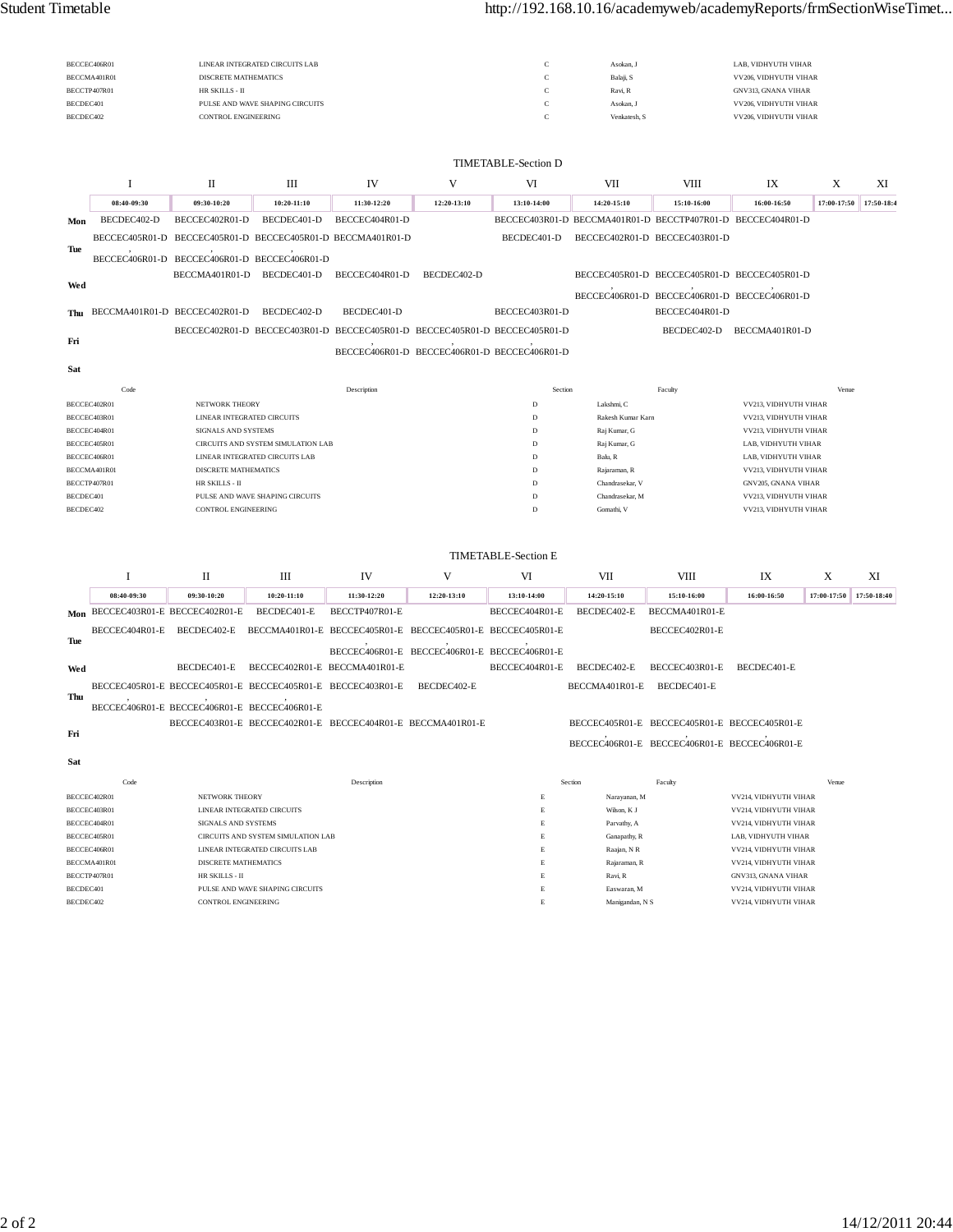| | | | | |
|---|---|---|---|---|
| BECCEC406R01 | LINEAR INTEGRATED CIRCUITS LAB | C | Asokan, J | LAB, VIDHYUTH VIHAR |
| BECCMA401R01 | DISCRETE MATHEMATICS | C | Balaji, S | VV206, VIDHYUTH VIHAR |
| BECCTP407R01 | HR SKILLS - II | C | Ravi, R | GNV313, GNANA VIHAR |
| BECDEC401 | PULSE AND WAVE SHAPING CIRCUITS | C | Asokan, J | VV206, VIDHYUTH VIHAR |
| BECDEC402 | CONTROL ENGINEERING | C | Venkatesh, S | VV206, VIDHYUTH VIHAR |

## TIMETABLE-Section D

| | I | II | III | IV | V | VI | VII | VIII | IX | X | XI |
|---|---|---|---|---|---|---|---|---|---|---|---|
| | 08:40-09:30 | 09:30-10:20 | 10:20-11:10 | 11:30-12:20 | 12:20-13:10 | 13:10-14:00 | 14:20-15:10 | 15:10-16:00 | 16:00-16:50 | 17:00-17:50 | 17:50-18:4 |
| **Mon** | BECDEC402-D | BECCEC402R01-D | BECDEC401-D | BECCEC404R01-D | | BECCEC403R01-D | BECCMA401R01-D | BECCTP407R01-D | BECCEC404R01-D | | |
| **Tue** | BECCEC405R01-D , BECCEC406R01-D | BECCEC405R01-D , BECCEC406R01-D | BECCEC405R01-D , BECCEC406R01-D | BECCMA401R01-D | | BECDEC401-D | BECCEC402R01-D | BECCEC403R01-D | | | |
| **Wed** | | BECCMA401R01-D | BECDEC401-D | BECCEC404R01-D | BECDEC402-D | | BECCEC405R01-D , BECCEC406R01-D | BECCEC405R01-D , BECCEC406R01-D | BECCEC405R01-D , BECCEC406R01-D | | |
| **Thu** | BECCMA401R01-D | BECCEC402R01-D | BECDEC402-D | BECDEC401-D | | BECCEC403R01-D | | BECCEC404R01-D | | | |
| **Fri** | | BECCEC402R01-D | BECCEC403R01-D | BECCEC405R01-D , BECCEC406R01-D | BECCEC405R01-D , BECCEC406R01-D | BECCEC405R01-D , BECCEC406R01-D | | BECDEC402-D | BECCMA401R01-D | | |
| **Sat** | | | | | | | | | | | |

| Code | Description | Section | Faculty | Venue |
|---|---|---|---|---|
| BECCEC402R01 | NETWORK THEORY | D | Lakshmi, C | VV213, VIDHYUTH VIHAR |
| BECCEC403R01 | LINEAR INTEGRATED CIRCUITS | D | Rakesh Kumar Karn | VV213, VIDHYUTH VIHAR |
| BECCEC404R01 | SIGNALS AND SYSTEMS | D | Raj Kumar, G | VV213, VIDHYUTH VIHAR |
| BECCEC405R01 | CIRCUITS AND SYSTEM SIMULATION LAB | D | Raj Kumar, G | LAB, VIDHYUTH VIHAR |
| BECCEC406R01 | LINEAR INTEGRATED CIRCUITS LAB | D | Balu, R | LAB, VIDHYUTH VIHAR |
| BECCMA401R01 | DISCRETE MATHEMATICS | D | Rajaraman, R | VV213, VIDHYUTH VIHAR |
| BECCTP407R01 | HR SKILLS - II | D | Chandrasekar, V | GNV205, GNANA VIHAR |
| BECDEC401 | PULSE AND WAVE SHAPING CIRCUITS | D | Chandrasekar, M | VV213, VIDHYUTH VIHAR |
| BECDEC402 | CONTROL ENGINEERING | D | Gomathi, V | VV213, VIDHYUTH VIHAR |

## TIMETABLE-Section E

| | I | II | III | IV | V | VI | VII | VIII | IX | X | XI |
|---|---|---|---|---|---|---|---|---|---|---|---|
| | 08:40-09:30 | 09:30-10:20 | 10:20-11:10 | 11:30-12:20 | 12:20-13:10 | 13:10-14:00 | 14:20-15:10 | 15:10-16:00 | 16:00-16:50 | 17:00-17:50 | 17:50-18:40 |
| **Mon** | BECCEC403R01-E | BECCEC402R01-E | BECDEC401-E | BECCTP407R01-E | | BECCEC404R01-E | BECDEC402-E | BECCMA401R01-E | | | |
| **Tue** | BECCEC404R01-E | BECDEC402-E | BECCMA401R01-E | BECCEC405R01-E , BECCEC406R01-E | BECCEC405R01-E , BECCEC406R01-E | BECCEC405R01-E , BECCEC406R01-E | | BECCEC402R01-E | | | |
| **Wed** | | BECDEC401-E | BECCEC402R01-E | BECCMA401R01-E | | BECCEC404R01-E | BECDEC402-E | BECCEC403R01-E | BECDEC401-E | | |
| **Thu** | BECCEC405R01-E , BECCEC406R01-E | BECCEC405R01-E , BECCEC406R01-E | BECCEC405R01-E , BECCEC406R01-E | BECCEC403R01-E | BECDEC402-E | | BECCMA401R01-E | BECDEC401-E | | | |
| **Fri** | | BECCEC403R01-E | BECCEC402R01-E | BECCEC404R01-E | BECCMA401R01-E | | BECCEC405R01-E , BECCEC406R01-E | BECCEC405R01-E , BECCEC406R01-E | BECCEC405R01-E , BECCEC406R01-E | | |
| **Sat** | | | | | | | | | | | |

| Code | Description | Section | Faculty | Venue |
|---|---|---|---|---|
| BECCEC402R01 | NETWORK THEORY | E | Narayanan, M | VV214, VIDHYUTH VIHAR |
| BECCEC403R01 | LINEAR INTEGRATED CIRCUITS | E | Wilson, K J | VV214, VIDHYUTH VIHAR |
| BECCEC404R01 | SIGNALS AND SYSTEMS | E | Parvathy, A | VV214, VIDHYUTH VIHAR |
| BECCEC405R01 | CIRCUITS AND SYSTEM SIMULATION LAB | E | Ganapathy, R | LAB, VIDHYUTH VIHAR |
| BECCEC406R01 | LINEAR INTEGRATED CIRCUITS LAB | E | Raajan, N R | VV214, VIDHYUTH VIHAR |
| BECCMA401R01 | DISCRETE MATHEMATICS | E | Rajaraman, R | VV214, VIDHYUTH VIHAR |
| BECCTP407R01 | HR SKILLS - II | E | Ravi, R | GNV313, GNANA VIHAR |
| BECDEC401 | PULSE AND WAVE SHAPING CIRCUITS | E | Easwaran, M | VV214, VIDHYUTH VIHAR |
| BECDEC402 | CONTROL ENGINEERING | E | Manigandan, N S | VV214, VIDHYUTH VIHAR |